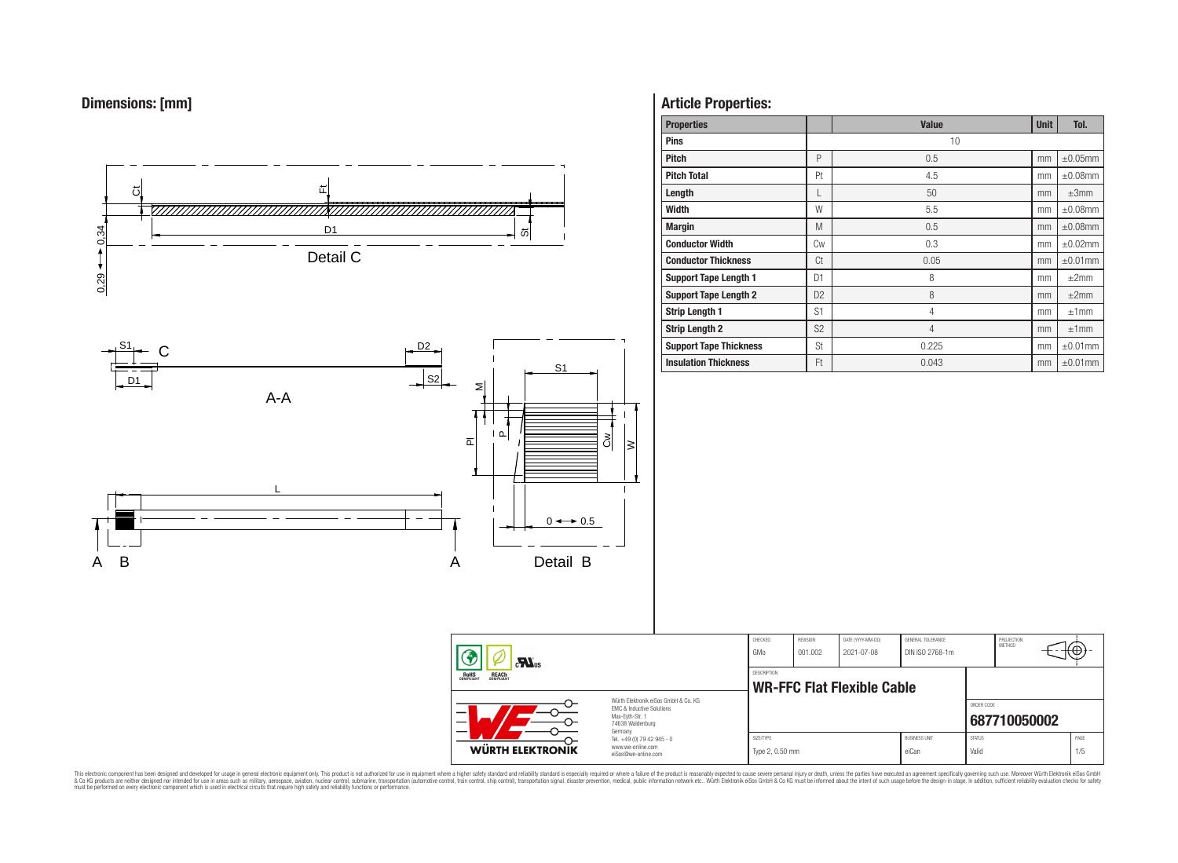## Dimensions: [mm]

Detail C

A-A

Detail B

## Article Properties:

| Properties | | Value | Unit | Tol. |
|---|---|---|---|---|
| **Pins** | | 10 | | |
| **Pitch** | P | 0.5 | mm | ±0.05mm |
| **Pitch Total** | Pt | 4.5 | mm | ±0.08mm |
| **Length** | L | 50 | mm | ±3mm |
| **Width** | W | 5.5 | mm | ±0.08mm |
| **Margin** | M | 0.5 | mm | ±0.08mm |
| **Conductor Width** | Cw | 0.3 | mm | ±0.02mm |
| **Conductor Thickness** | Ct | 0.05 | mm | ±0.01mm |
| **Support Tape Length 1** | D1 | 8 | mm | ±2mm |
| **Support Tape Length 2** | D2 | 8 | mm | ±2mm |
| **Strip Length 1** | S1 | 4 | mm | ±1mm |
| **Strip Length 2** | S2 | 4 | mm | ±1mm |
| **Support Tape Thickness** | St | 0.225 | mm | ±0.01mm |
| **Insulation Thickness** | Ft | 0.043 | mm | ±0.01mm |

| CHECKED | REVISION | DATE (YYYY-MM-DD) | GENERAL TOLERANCE | PROJECTION METHOD |
|---|---|---|---|---|
| GMo | 001.002 | 2021-07-08 | DIN ISO 2768-1m | |

DESCRIPTION: **WR-FFC Flat Flexible Cable**

ORDER CODE: **687710050002**

| SIZE/TYPE | BUSINESS UNIT | STATUS | PAGE |
|---|---|---|---|
| Type 2, 0.50 mm | eiCan | Valid | 1/5 |

Würth Elektronik eiSos GmbH & Co. KG
EMC & Inductive Solutions
Max-Eyth-Str. 1
74638 Waldenburg
Germany
Tel. +49 (0) 79 42 945 - 0
www.we-online.com
eiSos@we-online.com

This electronic component has been designed and developed for usage in general electronic equipment only. This product is not authorized for use in equipment where a higher safety standard and reliability standard is especially required or where a failure of the product is reasonably expected to cause severe personal injury or death, unless the parties have executed an agreement specifically governing such usage. Moreover Würth Elektronik eiSos GmbH & Co KG products are neither designed nor intended for use in areas such as military, aerospace, aviation, nuclear control, submarine, transportation (automotive control, train control, ship control), transportation signal, disaster prevention, medical, public information network etc.. Würth Elektronik eiSos GmbH & Co KG must be informed about the intent of such usage before the design-in stage. In addition, sufficient reliability evaluation checks for safety must be performed on every electronic component which is used in electrical circuits that require high safety and reliability functions or performance.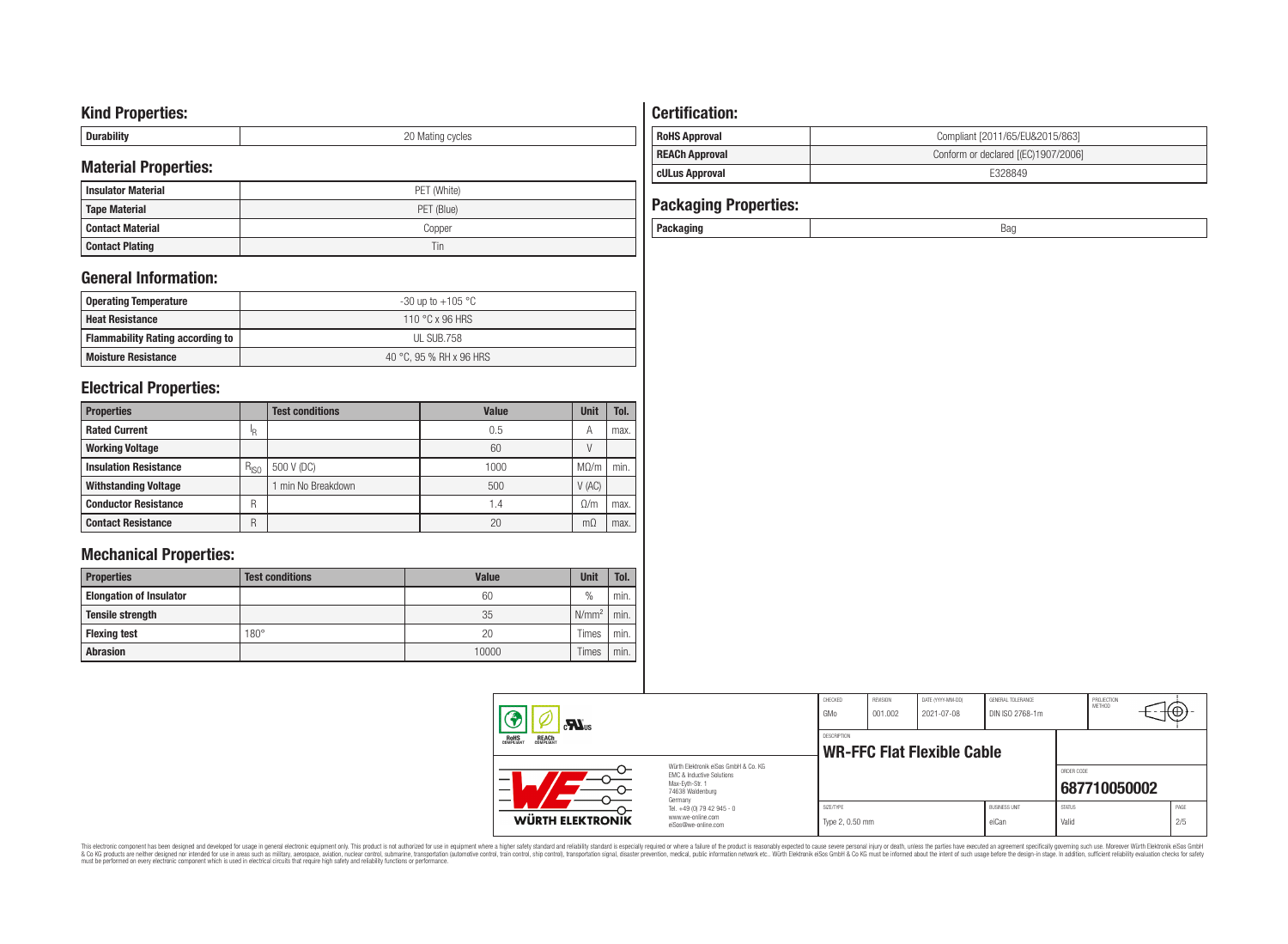## Kind Properties:

| Durability | 20 Mating cycles |
|---|---|

## Material Properties:

| Insulator Material | PET (White) |
|---|---|
| Tape Material | PET (Blue) |
| Contact Material | Copper |
| Contact Plating | Tin |

## General Information:

| Operating Temperature | -30 up to +105 °C |
|---|---|
| Heat Resistance | 110 °C x 96 HRS |
| Flammability Rating according to | UL SUB.758 |
| Moisture Resistance | 40 °C, 95 % RH x 96 HRS |

## Electrical Properties:

| Properties | | Test conditions | Value | Unit | Tol. |
|---|---|---|---|---|---|
| Rated Current | $I_R$ | | 0.5 | A | max. |
| Working Voltage | | | 60 | V | |
| Insulation Resistance | $R_{ISO}$ | 500 V (DC) | 1000 | MΩ/m | min. |
| Withstanding Voltage | | 1 min No Breakdown | 500 | V (AC) | |
| Conductor Resistance | R | | 1.4 | Ω/m | max. |
| Contact Resistance | R | | 20 | mΩ | max. |

## Mechanical Properties:

| Properties | Test conditions | Value | Unit | Tol. |
|---|---|---|---|---|
| Elongation of Insulator | | 60 | % | min. |
| Tensile strength | | 35 | $N/mm^2$ | min. |
| Flexing test | 180° | 20 | Times | min. |
| Abrasion | | 10000 | Times | min. |

## Certification:

| RoHS Approval | Compliant [2011/65/EU&2015/863] |
|---|---|
| REACh Approval | Conform or declared [(EC)1907/2006] |
| cULus Approval | E328849 |

## Packaging Properties:

| Packaging | Bag |
|---|---|

| CHECKED | REVISION | DATE (YYYY-MM-DD) | GENERAL TOLERANCE | PROJECTION METHOD |
|---|---|---|---|---|
| GMo | 001.002 | 2021-07-08 | DIN ISO 2768-1m | |

DESCRIPTION: **WR-FFC Flat Flexible Cable**

ORDER CODE: **687710050002**

| SIZE/TYPE | BUSINESS UNIT | STATUS | PAGE |
|---|---|---|---|
| Type 2, 0.50 mm | eiCan | Valid | 2/5 |

Würth Elektronik eiSos GmbH & Co. KG
EMC & Inductive Solutions
Max-Eyth-Str. 1
74638 Waldenburg
Germany
Tel. +49 (0) 79 42 945 - 0
www.we-online.com
eiSos@we-online.com

WÜRTH ELEKTRONIK

This electronic component has been designed and developed for usage in general electronic equipment only. This product is not authorized for use in equipment where a higher safety standard and reliability standard is especially required or where a failure of the product is reasonably expected to cause severe personal injury or death, unless the parties have executed an agreement specifically governing such use. Moreover Würth Elektronik eiSos GmbH & Co KG products are neither designed nor intended for use in areas such as military, aerospace, aviation, nuclear control, submarine, transportation (automotive control, train control, ship control), transportation signal, disaster prevention, medical, public information network etc.. Würth Elektronik eiSos GmbH & Co KG must be informed about the intent of such usage before the design-in stage. In addition, sufficient reliability evaluation checks for safety must be performed on every electronic component which is used in electrical circuits that require high safety and reliability functions or performance.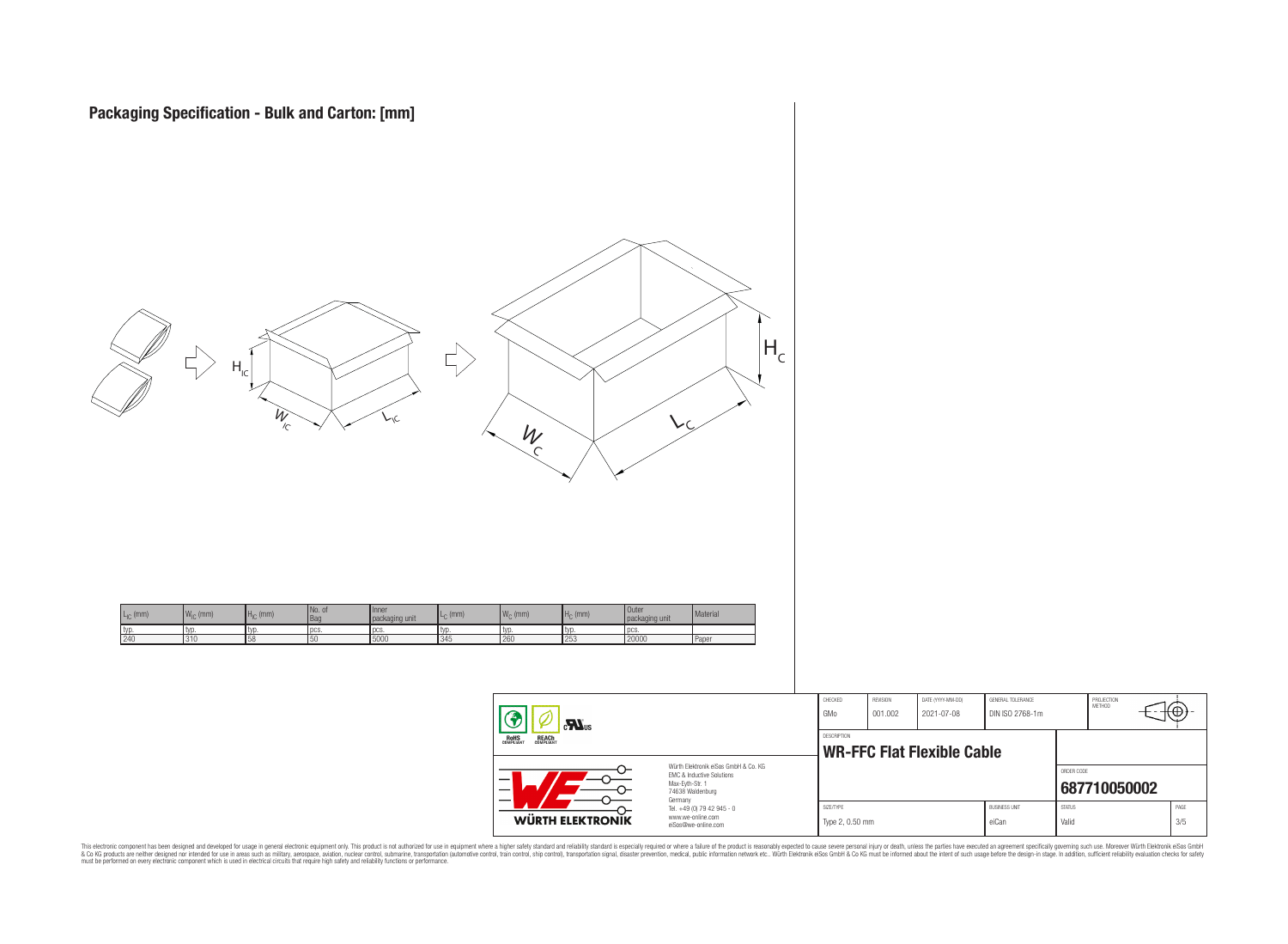# Packaging Specification - Bulk and Carton: [mm]

| $L_{IC}$ (mm) | $W_{IC}$ (mm) | $H_{IC}$ (mm) | No. of Bag | Inner packaging unit | $L_C$ (mm) | $W_C$ (mm) | $H_C$ (mm) | Outer packaging unit | Material |
|---|---|---|---|---|---|---|---|---|---|
| typ. | typ. | typ. | pcs. | pcs. | typ. | typ. | typ. | pcs. | |
| 240 | 310 | 58 | 50 | 5000 | 345 | 260 | 253 | 20000 | Paper |

| CHECKED | REVISION | DATE (YYYY-MM-DD) | GENERAL TOLERANCE | PROJECTION METHOD |
|---|---|---|---|---|
| GMo | 001.002 | 2021-07-08 | DIN ISO 2768-1m | |

DESCRIPTION

**WR-FFC Flat Flexible Cable**

Würth Elektronik eiSos GmbH & Co. KG
EMC & Inductive Solutions
Max-Eyth-Str. 1
74638 Waldenburg
Germany
Tel. +49 (0) 79 42 945 - 0
www.we-online.com
eiSos@we-online.com

ORDER CODE: **687710050002**

| SIZE/TYPE | BUSINESS UNIT | STATUS | PAGE |
|---|---|---|---|
| Type 2, 0.50 mm | eiCan | Valid | 3/5 |

This electronic component has been designed and developed for usage in general electronic equipment only. This product is not authorized for use in equipment where a higher safety standard and reliability standard is especially required or where a failure of the product is reasonably expected to cause severe personal injury or death, unless the parties have executed an agreement specifically governing such use. Moreover Würth Elektronik eiSos GmbH & Co KG products are neither designed nor intended for use in areas such as military, aerospace, aviation, nuclear control, submarine, transportation (automotive control, train control, ship control), transportation signal, disaster prevention, medical, public information network etc.. Würth Elektronik eiSos GmbH & Co KG must be informed about the intent of such usage before the design-in stage. In addition, sufficient reliability evaluation checks for safety must be performed on every electronic component which is used in electrical circuits that require high safety and reliability functions or performance.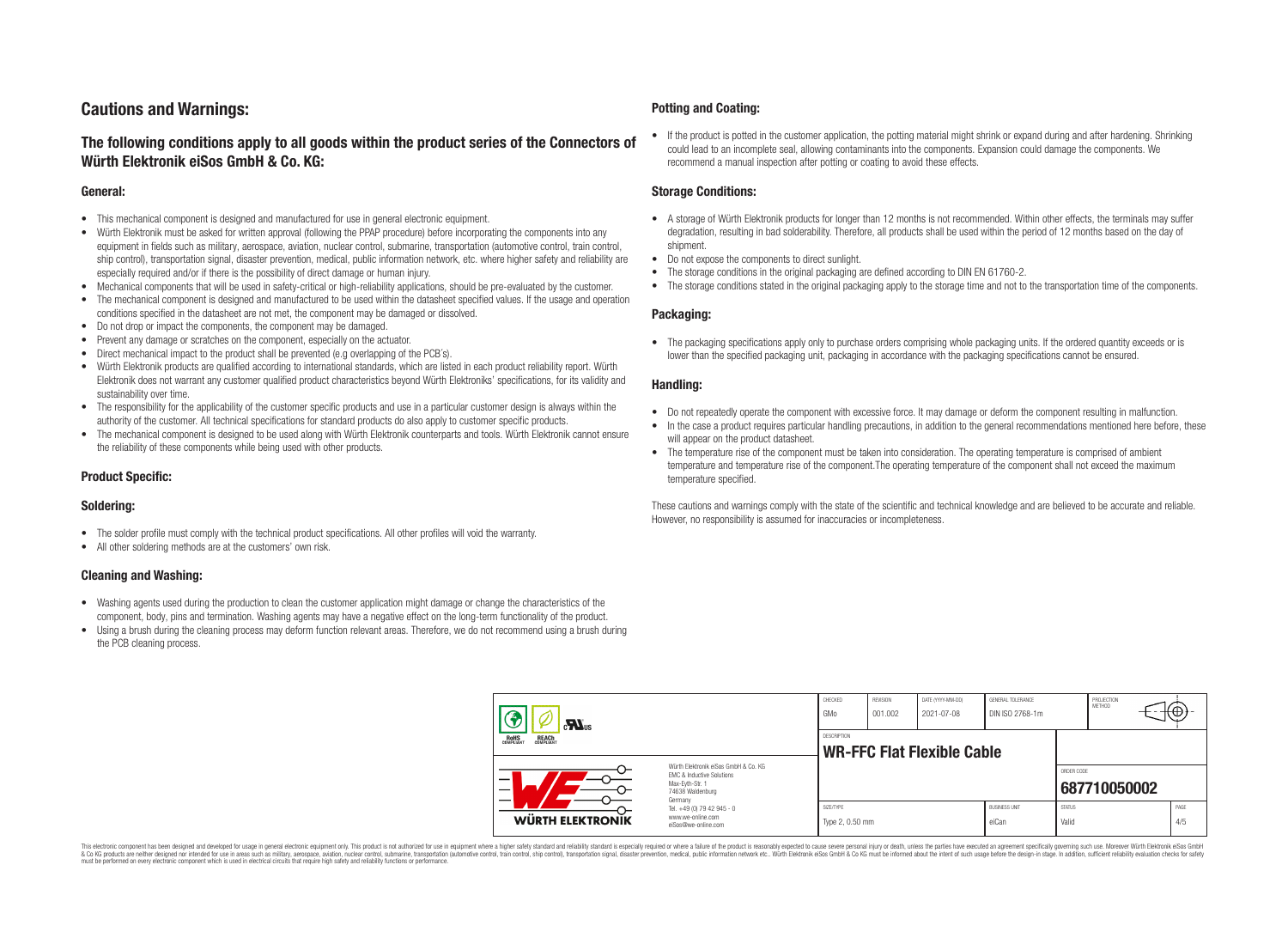# Cautions and Warnings:

## The following conditions apply to all goods within the product series of the Connectors of Würth Elektronik eiSos GmbH & Co. KG:

### General:

- This mechanical component is designed and manufactured for use in general electronic equipment.
- Würth Elektronik must be asked for written approval (following the PPAP procedure) before incorporating the components into any equipment in fields such as military, aerospace, aviation, nuclear control, submarine, transportation (automotive control, train control, ship control), transportation signal, disaster prevention, medical, public information network, etc. where higher safety and reliability are especially required and/or if there is the possibility of direct damage or human injury.
- Mechanical components that will be used in safety-critical or high-reliability applications, should be pre-evaluated by the customer.
- The mechanical component is designed and manufactured to be used within the datasheet specified values. If the usage and operation conditions specified in the datasheet are not met, the component may be damaged or dissolved.
- Do not drop or impact the components, the component may be damaged.
- Prevent any damage or scratches on the component, especially on the actuator.
- Direct mechanical impact to the product shall be prevented (e.g overlapping of the PCB´s).
- Würth Elektronik products are qualified according to international standards, which are listed in each product reliability report. Würth Elektronik does not warrant any customer qualified product characteristics beyond Würth Elektroniks' specifications, for its validity and sustainability over time.
- The responsibility for the applicability of the customer specific products and use in a particular customer design is always within the authority of the customer. All technical specifications for standard products do also apply to customer specific products.
- The mechanical component is designed to be used along with Würth Elektronik counterparts and tools. Würth Elektronik cannot ensure the reliability of these components while being used with other products.

### Product Specific:

### Soldering:

- The solder profile must comply with the technical product specifications. All other profiles will void the warranty.
- All other soldering methods are at the customers' own risk.

### Cleaning and Washing:

- Washing agents used during the production to clean the customer application might damage or change the characteristics of the component, body, pins and termination. Washing agents may have a negative effect on the long-term functionality of the product.
- Using a brush during the cleaning process may deform function relevant areas. Therefore, we do not recommend using a brush during the PCB cleaning process.

### Potting and Coating:

- If the product is potted in the customer application, the potting material might shrink or expand during and after hardening. Shrinking could lead to an incomplete seal, allowing contaminants into the components. Expansion could damage the components. We recommend a manual inspection after potting or coating to avoid these effects.

### Storage Conditions:

- A storage of Würth Elektronik products for longer than 12 months is not recommended. Within other effects, the terminals may suffer degradation, resulting in bad solderability. Therefore, all products shall be used within the period of 12 months based on the day of shipment.
- Do not expose the components to direct sunlight.
- The storage conditions in the original packaging are defined according to DIN EN 61760-2.
- The storage conditions stated in the original packaging apply to the storage time and not to the transportation time of the components.

### Packaging:

- The packaging specifications apply only to purchase orders comprising whole packaging units. If the ordered quantity exceeds or is lower than the specified packaging unit, packaging in accordance with the packaging specifications cannot be ensured.

### Handling:

- Do not repeatedly operate the component with excessive force. It may damage or deform the component resulting in malfunction.
- In the case a product requires particular handling precautions, in addition to the general recommendations mentioned here before, these will appear on the product datasheet.
- The temperature rise of the component must be taken into consideration. The operating temperature is comprised of ambient temperature and temperature rise of the component.The operating temperature of the component shall not exceed the maximum temperature specified.

These cautions and warnings comply with the state of the scientific and technical knowledge and are believed to be accurate and reliable. However, no responsibility is assumed for inaccuracies or incompleteness.

| CHECKED | REVISION | DATE (YYYY-MM-DD) | GENERAL TOLERANCE | PROJECTION METHOD |
|---|---|---|---|---|
| GMo | 001.002 | 2021-07-08 | DIN ISO 2768-1m | |

| DESCRIPTION | | ORDER CODE | |
|---|---|---|---|
| **WR-FFC Flat Flexible Cable** | | **687710050002** | |
| SIZE/TYPE | BUSINESS UNIT | STATUS | PAGE |
| Type 2, 0.50 mm | eiCan | Valid | 4/5 |

Würth Elektronik eiSos GmbH & Co. KG
EMC & Inductive Solutions
Max-Eyth-Str. 1
74638 Waldenburg
Germany
Tel. +49 (0) 79 42 945 - 0
www.we-online.com
eiSos@we-online.com

This electronic component has been designed and developed for usage in general electronic equipment only. This product is not authorized for use in equipment where a higher safety standard and reliability standard is especially required or where a failure of the product is reasonably expected to cause severe personal injury or death, unless the parties have executed an agreement specifically governing such use. Moreover Würth Elektronik eiSos GmbH & Co KG products are neither designed nor intended for use in areas such as military, aerospace, aviation, nuclear control, submarine, transportation (automotive control, train control, ship control), transportation signal, disaster prevention, medical, public information network etc.. Würth Elektronik eiSos GmbH & Co KG must be informed about the intent of such usage before the design-in stage. In addition, sufficient reliability evaluation checks for safety must be performed on every electronic component which is used in electrical circuits that require high safety and reliability functions or performance.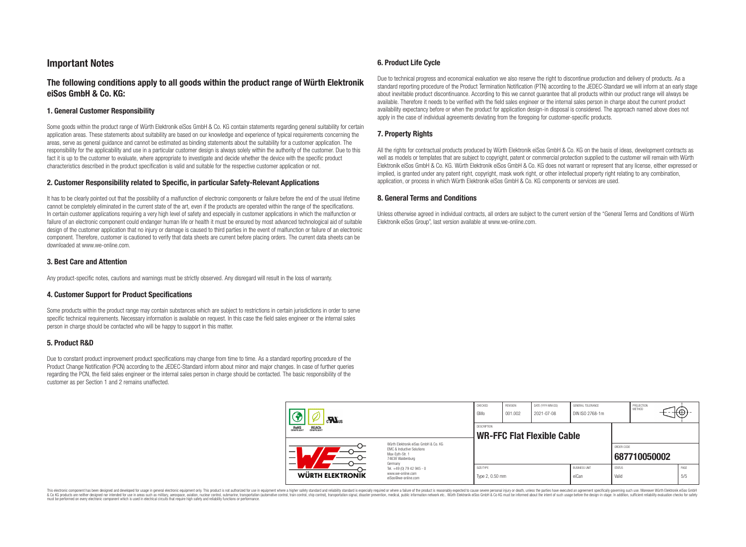# Important Notes

## The following conditions apply to all goods within the product range of Würth Elektronik eiSos GmbH & Co. KG:

### 1. General Customer Responsibility

Some goods within the product range of Würth Elektronik eiSos GmbH & Co. KG contain statements regarding general suitability for certain application areas. These statements about suitability are based on our knowledge and experience of typical requirements concerning the areas, serve as general guidance and cannot be estimated as binding statements about the suitability for a customer application. The responsibility for the applicability and use in a particular customer design is always solely within the authority of the customer. Due to this fact it is up to the customer to evaluate, where appropriate to investigate and decide whether the device with the specific product characteristics described in the product specification is valid and suitable for the respective customer application or not.

### 2. Customer Responsibility related to Specific, in particular Safety-Relevant Applications

It has to be clearly pointed out that the possibility of a malfunction of electronic components or failure before the end of the usual lifetime cannot be completely eliminated in the current state of the art, even if the products are operated within the range of the specifications. In certain customer applications requiring a very high level of safety and especially in customer applications in which the malfunction or failure of an electronic component could endanger human life or health it must be ensured by most advanced technological aid of suitable design of the customer application that no injury or damage is caused to third parties in the event of malfunction or failure of an electronic component. Therefore, customer is cautioned to verify that data sheets are current before placing orders. The current data sheets can be downloaded at www.we-online.com.

### 3. Best Care and Attention

Any product-specific notes, cautions and warnings must be strictly observed. Any disregard will result in the loss of warranty.

### 4. Customer Support for Product Specifications

Some products within the product range may contain substances which are subject to restrictions in certain jurisdictions in order to serve specific technical requirements. Necessary information is available on request. In this case the field sales engineer or the internal sales person in charge should be contacted who will be happy to support in this matter.

### 5. Product R&D

Due to constant product improvement product specifications may change from time to time. As a standard reporting procedure of the Product Change Notification (PCN) according to the JEDEC-Standard inform about minor and major changes. In case of further queries regarding the PCN, the field sales engineer or the internal sales person in charge should be contacted. The basic responsibility of the customer as per Section 1 and 2 remains unaffected.

### 6. Product Life Cycle

Due to technical progress and economical evaluation we also reserve the right to discontinue production and delivery of products. As a standard reporting procedure of the Product Termination Notification (PTN) according to the JEDEC-Standard we will inform at an early stage about inevitable product discontinuance. According to this we cannot guarantee that all products within our product range will always be available. Therefore it needs to be verified with the field sales engineer or the internal sales person in charge about the current product availability expectancy before or when the product for application design-in disposal is considered. The approach named above does not apply in the case of individual agreements deviating from the foregoing for customer-specific products.

### 7. Property Rights

All the rights for contractual products produced by Würth Elektronik eiSos GmbH & Co. KG on the basis of ideas, development contracts as well as models or templates that are subject to copyright, patent or commercial protection supplied to the customer will remain with Würth Elektronik eiSos GmbH & Co. KG. Würth Elektronik eiSos GmbH & Co. KG does not warrant or represent that any license, either expressed or implied, is granted under any patent right, copyright, mask work right, or other intellectual property right relating to any combination, application, or process in which Würth Elektronik eiSos GmbH & Co. KG components or services are used.

### 8. General Terms and Conditions

Unless otherwise agreed in individual contracts, all orders are subject to the current version of the "General Terms and Conditions of Würth Elektronik eiSos Group", last version available at www.we-online.com.

| | | | | | | | |
|---|---|---|---|---|---|---|---|
| RoHS COMPLIANT, REACh COMPLIANT | | CHECKED GMo | REVISION 001.002 | DATE (YYYY-MM-DD) 2021-07-08 | GENERAL TOLERANCE DIN ISO 2768-1m | | PROJECTION METHOD |
| | | DESCRIPTION **WR-FFC Flat Flexible Cable** | | | | | |
| WÜRTH ELEKTRONIK | Würth Elektronik eiSos GmbH & Co. KG, EMC & Inductive Solutions, Max-Eyth-Str. 1, 74638 Waldenburg, Germany, Tel. +49 (0) 79 42 945 - 0, www.we-online.com, eiSos@we-online.com | | | | | ORDER CODE **687710050002** | |
| | | SIZE/TYPE Type 2, 0.50 mm | | | BUSINESS UNIT eiCan | STATUS Valid | PAGE 5/5 |

This electronic component has been designed and developed for usage in general electronic equipment only. This product is not authorized for use in equipment where a higher safety standard and reliability standard is especially required or where a failure of the product is reasonably expected to cause severe personal injury or death, unless the parties have executed an agreement specifically governing such use. Moreover Würth Elektronik eiSos GmbH & Co KG products are neither designed nor intended for use in areas such as military, aerospace, aviation, nuclear control, submarine, transportation (automotive control, train control, ship control), transportation signal, disaster prevention, medical, public information network etc.. Würth Elektronik eiSos GmbH & Co KG must be informed about the intent of such usage before the design-in stage. In addition, sufficient reliability evaluation checks for safety must be performed on every electronic component which is used in electrical circuits that require high safety and reliability functions or performance.